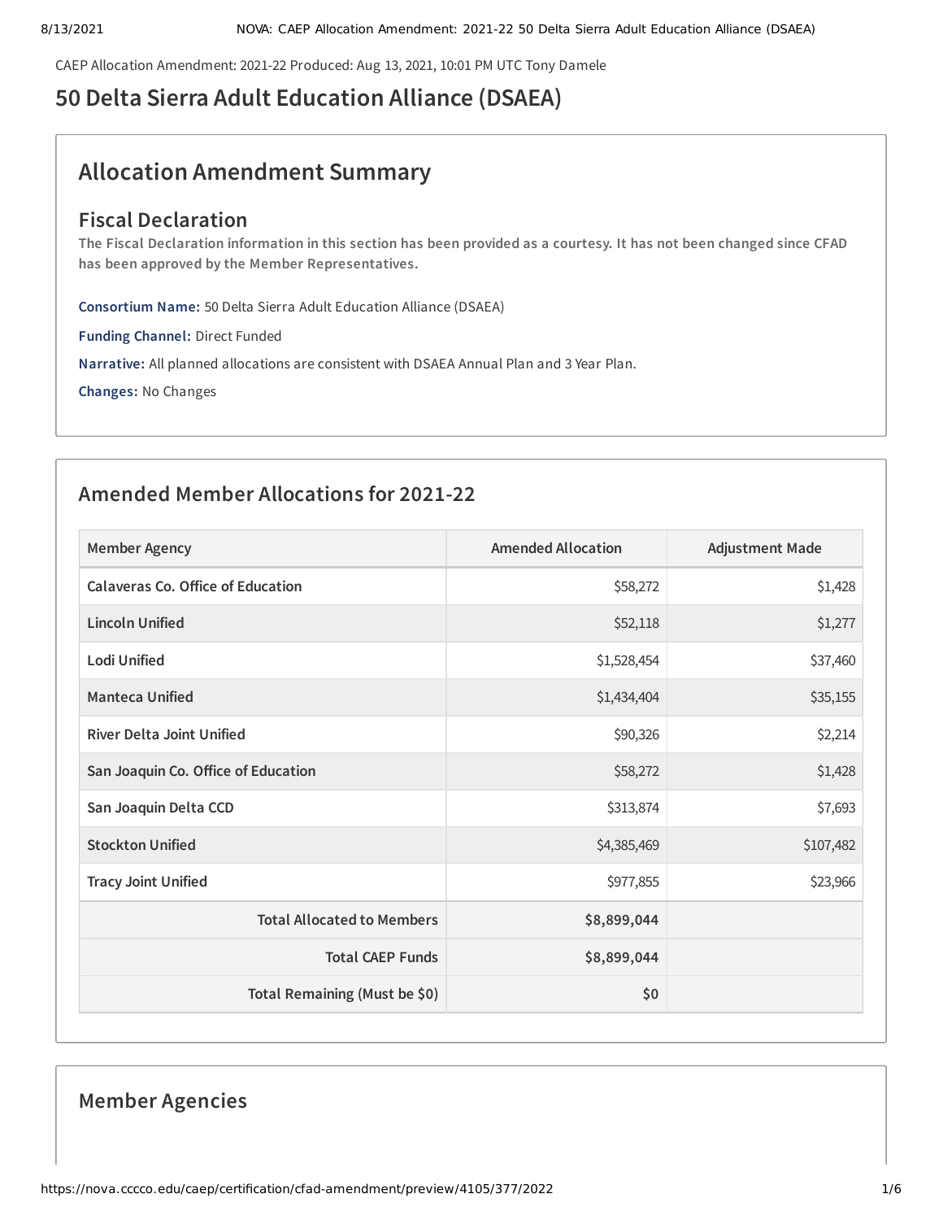CAEP Allocation Amendment: 2021-22 Produced: Aug 13, 2021, 10:01 PM UTC Tony Damele

# 50 Delta Sierra Adult Education Alliance (DSAEA)

## Allocation Amendment Summary

### Fiscal Declaration

**The Fiscal Declaration information in this section has been provided as a courtesy. It has not been changed since CFAD has been approved by the Member Representatives.**

**Consortium Name:** 50 Delta Sierra Adult Education Alliance (DSAEA)

**Funding Channel:** Direct Funded

**Narrative:** All planned allocations are consistent with DSAEA Annual Plan and 3 Year Plan.

**Changes:** No Changes

## Amended Member Allocations for 2021-22

| Member Agency | Amended Allocation | Adjustment Made |
|---|---|---|
| Calaveras Co. Office of Education | $58,272 | $1,428 |
| Lincoln Unified | $52,118 | $1,277 |
| Lodi Unified | $1,528,454 | $37,460 |
| Manteca Unified | $1,434,404 | $35,155 |
| River Delta Joint Unified | $90,326 | $2,214 |
| San Joaquin Co. Office of Education | $58,272 | $1,428 |
| San Joaquin Delta CCD | $313,874 | $7,693 |
| Stockton Unified | $4,385,469 | $107,482 |
| Tracy Joint Unified | $977,855 | $23,966 |
| **Total Allocated to Members** | **$8,899,044** | |
| **Total CAEP Funds** | **$8,899,044** | |
| **Total Remaining (Must be $0)** | **$0** | |

## Member Agencies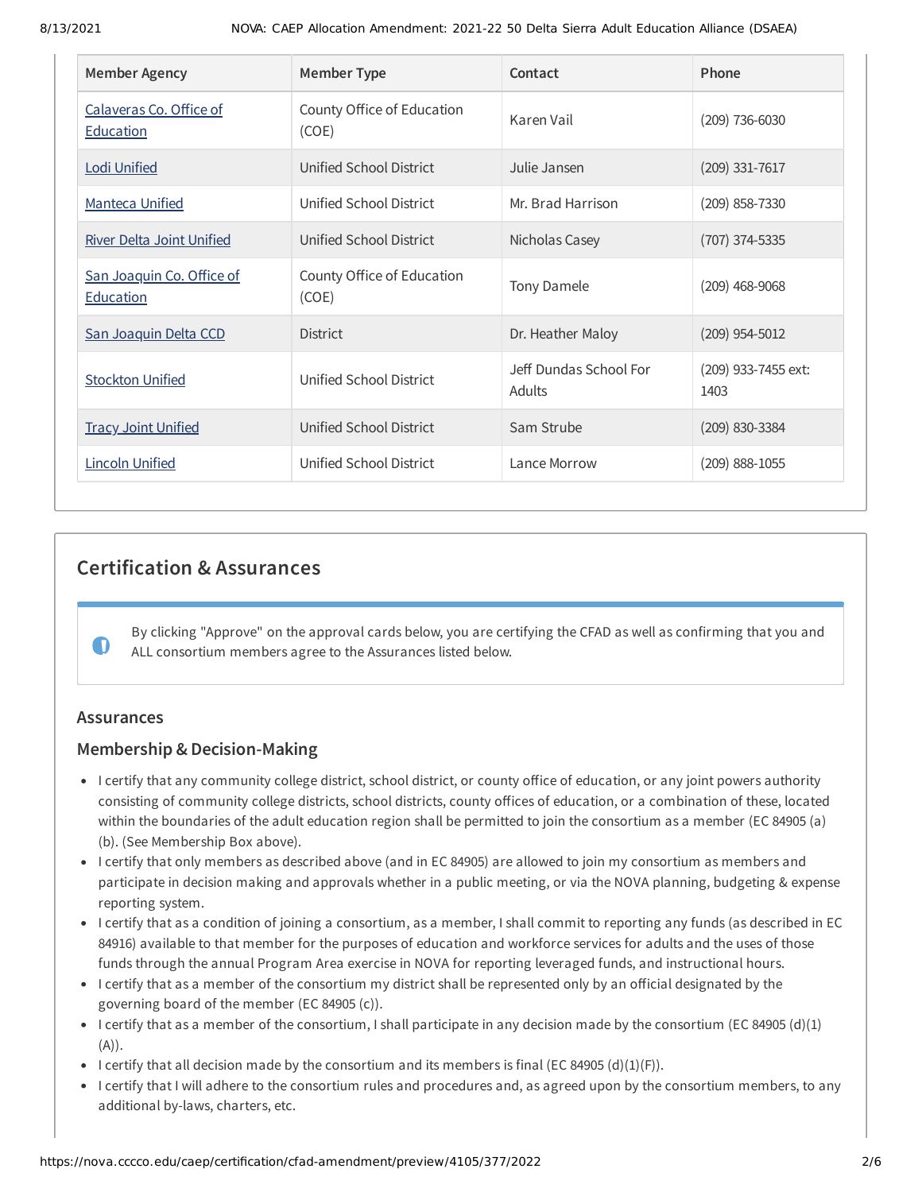| Member Agency | Member Type | Contact | Phone |
|---|---|---|---|
| Calaveras Co. Office of Education | County Office of Education (COE) | Karen Vail | (209) 736-6030 |
| Lodi Unified | Unified School District | Julie Jansen | (209) 331-7617 |
| Manteca Unified | Unified School District | Mr. Brad Harrison | (209) 858-7330 |
| River Delta Joint Unified | Unified School District | Nicholas Casey | (707) 374-5335 |
| San Joaquin Co. Office of Education | County Office of Education (COE) | Tony Damele | (209) 468-9068 |
| San Joaquin Delta CCD | District | Dr. Heather Maloy | (209) 954-5012 |
| Stockton Unified | Unified School District | Jeff Dundas School For Adults | (209) 933-7455 ext: 1403 |
| Tracy Joint Unified | Unified School District | Sam Strube | (209) 830-3384 |
| Lincoln Unified | Unified School District | Lance Morrow | (209) 888-1055 |

## Certification & Assurances

By clicking "Approve" on the approval cards below, you are certifying the CFAD as well as confirming that you and ALL consortium members agree to the Assurances listed below.

### Assurances

### Membership & Decision-Making

- I certify that any community college district, school district, or county office of education, or any joint powers authority consisting of community college districts, school districts, county offices of education, or a combination of these, located within the boundaries of the adult education region shall be permitted to join the consortium as a member (EC 84905 (a) (b). (See Membership Box above).
- I certify that only members as described above (and in EC 84905) are allowed to join my consortium as members and participate in decision making and approvals whether in a public meeting, or via the NOVA planning, budgeting & expense reporting system.
- I certify that as a condition of joining a consortium, as a member, I shall commit to reporting any funds (as described in EC 84916) available to that member for the purposes of education and workforce services for adults and the uses of those funds through the annual Program Area exercise in NOVA for reporting leveraged funds, and instructional hours.
- I certify that as a member of the consortium my district shall be represented only by an official designated by the governing board of the member (EC 84905 (c)).
- I certify that as a member of the consortium, I shall participate in any decision made by the consortium (EC 84905 (d)(1)(A)).
- I certify that all decision made by the consortium and its members is final (EC 84905 (d)(1)(F)).
- I certify that I will adhere to the consortium rules and procedures and, as agreed upon by the consortium members, to any additional by-laws, charters, etc.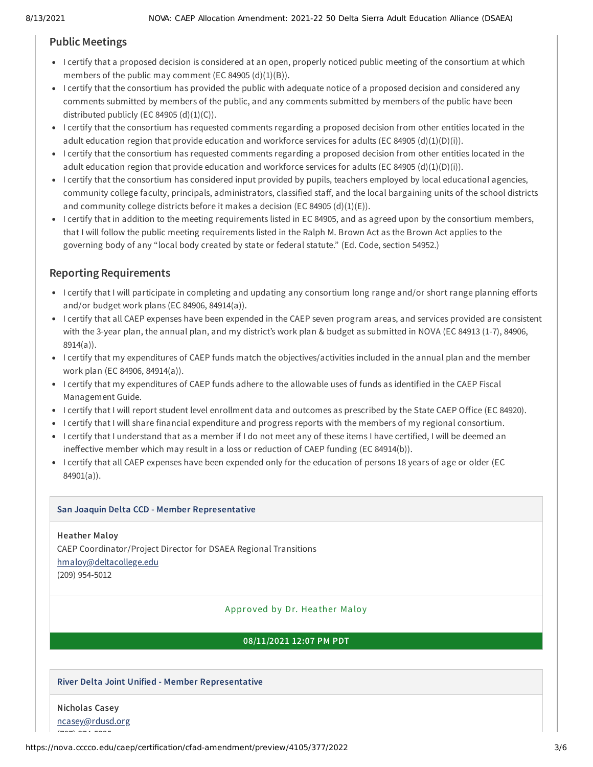## Public Meetings

- I certify that a proposed decision is considered at an open, properly noticed public meeting of the consortium at which members of the public may comment (EC 84905 (d)(1)(B)).
- I certify that the consortium has provided the public with adequate notice of a proposed decision and considered any comments submitted by members of the public, and any comments submitted by members of the public have been distributed publicly (EC 84905 (d)(1)(C)).
- I certify that the consortium has requested comments regarding a proposed decision from other entities located in the adult education region that provide education and workforce services for adults (EC 84905 (d)(1)(D)(i)).
- I certify that the consortium has requested comments regarding a proposed decision from other entities located in the adult education region that provide education and workforce services for adults (EC 84905 (d)(1)(D)(i)).
- I certify that the consortium has considered input provided by pupils, teachers employed by local educational agencies, community college faculty, principals, administrators, classified staff, and the local bargaining units of the school districts and community college districts before it makes a decision (EC 84905 (d)(1)(E)).
- I certify that in addition to the meeting requirements listed in EC 84905, and as agreed upon by the consortium members, that I will follow the public meeting requirements listed in the Ralph M. Brown Act as the Brown Act applies to the governing body of any "local body created by state or federal statute." (Ed. Code, section 54952.)

## Reporting Requirements

- I certify that I will participate in completing and updating any consortium long range and/or short range planning efforts and/or budget work plans (EC 84906, 84914(a)).
- I certify that all CAEP expenses have been expended in the CAEP seven program areas, and services provided are consistent with the 3-year plan, the annual plan, and my district's work plan & budget as submitted in NOVA (EC 84913 (1-7), 84906, 8914(a)).
- I certify that my expenditures of CAEP funds match the objectives/activities included in the annual plan and the member work plan (EC 84906, 84914(a)).
- I certify that my expenditures of CAEP funds adhere to the allowable uses of funds as identified in the CAEP Fiscal Management Guide.
- I certify that I will report student level enrollment data and outcomes as prescribed by the State CAEP Office (EC 84920).
- I certify that I will share financial expenditure and progress reports with the members of my regional consortium.
- I certify that I understand that as a member if I do not meet any of these items I have certified, I will be deemed an ineffective member which may result in a loss or reduction of CAEP funding (EC 84914(b)).
- I certify that all CAEP expenses have been expended only for the education of persons 18 years of age or older (EC 84901(a)).

**San Joaquin Delta CCD - Member Representative**

**Heather Maloy**
CAEP Coordinator/Project Director for DSAEA Regional Transitions
hmaloy@deltacollege.edu
(209) 954-5012

Approved by Dr. Heather Maloy

**08/11/2021 12:07 PM PDT**

**River Delta Joint Unified - Member Representative**

**Nicholas Casey**
ncasey@rdusd.org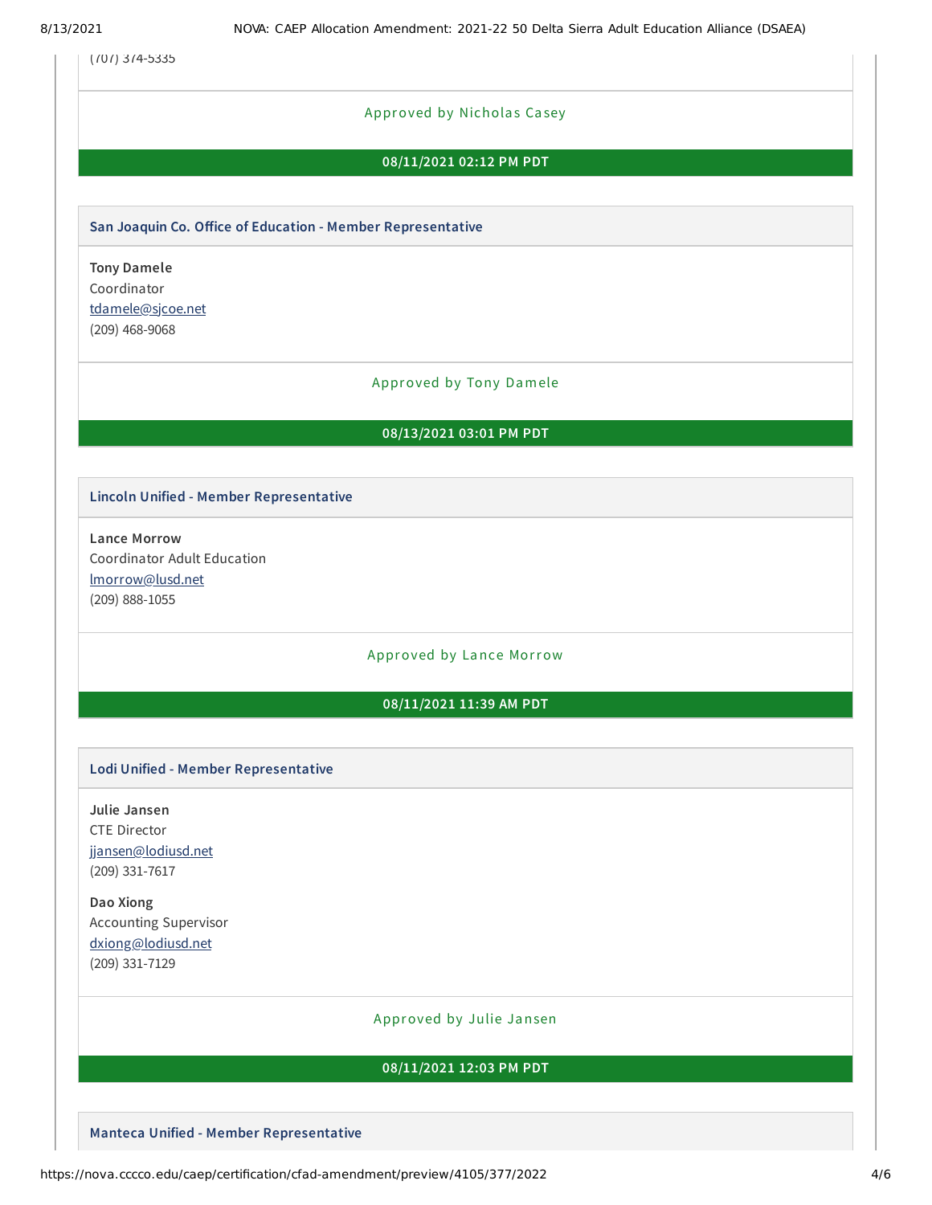(707) 374-5335

Approved by Nicholas Casey

**08/11/2021 02:12 PM PDT**

### San Joaquin Co. Office of Education - Member Representative

**Tony Damele**
Coordinator
[tdamele@sjcoe.net](mailto:tdamele@sjcoe.net)
(209) 468-9068

Approved by Tony Damele

**08/13/2021 03:01 PM PDT**

### Lincoln Unified - Member Representative

**Lance Morrow**
Coordinator Adult Education
[lmorrow@lusd.net](mailto:lmorrow@lusd.net)
(209) 888-1055

Approved by Lance Morrow

**08/11/2021 11:39 AM PDT**

### Lodi Unified - Member Representative

**Julie Jansen**
CTE Director
[jjansen@lodiusd.net](mailto:jjansen@lodiusd.net)
(209) 331-7617

**Dao Xiong**
Accounting Supervisor
[dxiong@lodiusd.net](mailto:dxiong@lodiusd.net)
(209) 331-7129

Approved by Julie Jansen

**08/11/2021 12:03 PM PDT**

### Manteca Unified - Member Representative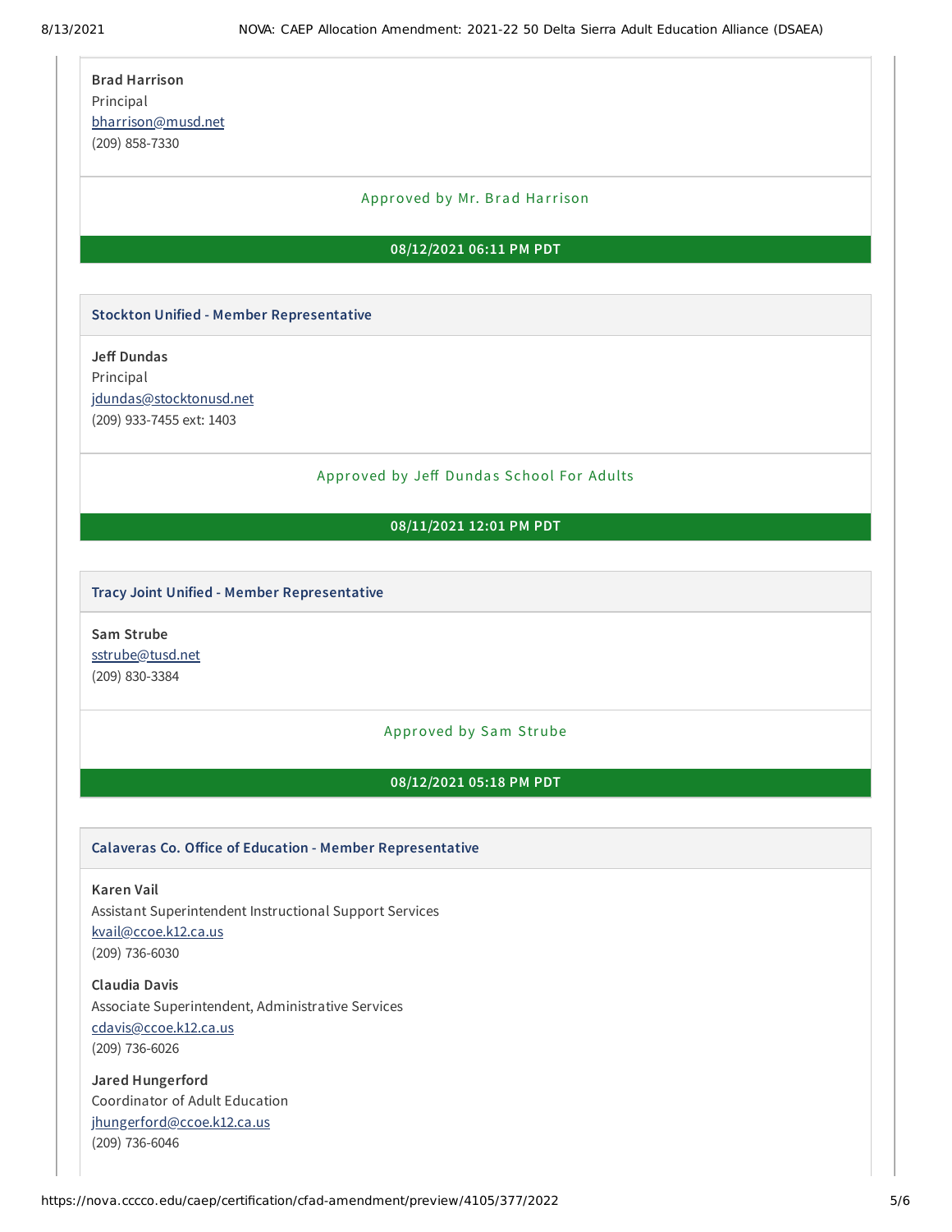**Brad Harrison**
Principal
bharrison@musd.net
(209) 858-7330

Approved by Mr. Brad Harrison

**08/12/2021 06:11 PM PDT**

### Stockton Unified - Member Representative

**Jeff Dundas**
Principal
jdundas@stocktonusd.net
(209) 933-7455 ext: 1403

Approved by Jeff Dundas School For Adults

**08/11/2021 12:01 PM PDT**

### Tracy Joint Unified - Member Representative

**Sam Strube**
sstrube@tusd.net
(209) 830-3384

Approved by Sam Strube

**08/12/2021 05:18 PM PDT**

### Calaveras Co. Office of Education - Member Representative

**Karen Vail**
Assistant Superintendent Instructional Support Services
kvail@ccoe.k12.ca.us
(209) 736-6030

**Claudia Davis**
Associate Superintendent, Administrative Services
cdavis@ccoe.k12.ca.us
(209) 736-6026

**Jared Hungerford**
Coordinator of Adult Education
jhungerford@ccoe.k12.ca.us
(209) 736-6046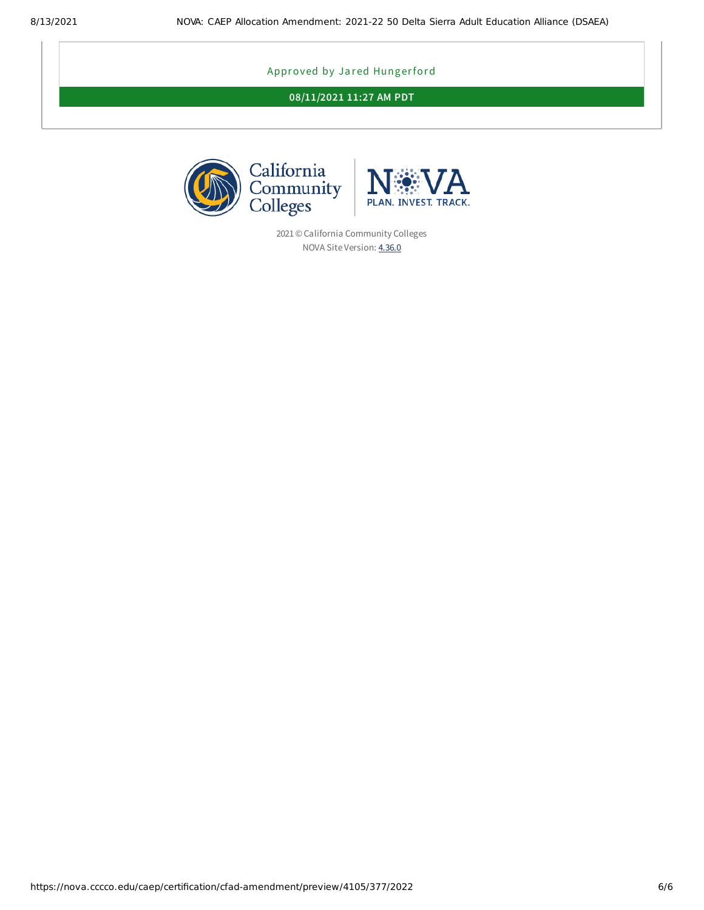Approved by Jared Hungerford

**08/11/2021 11:27 AM PDT**

2021 © California Community Colleges
NOVA Site Version: 4.36.0